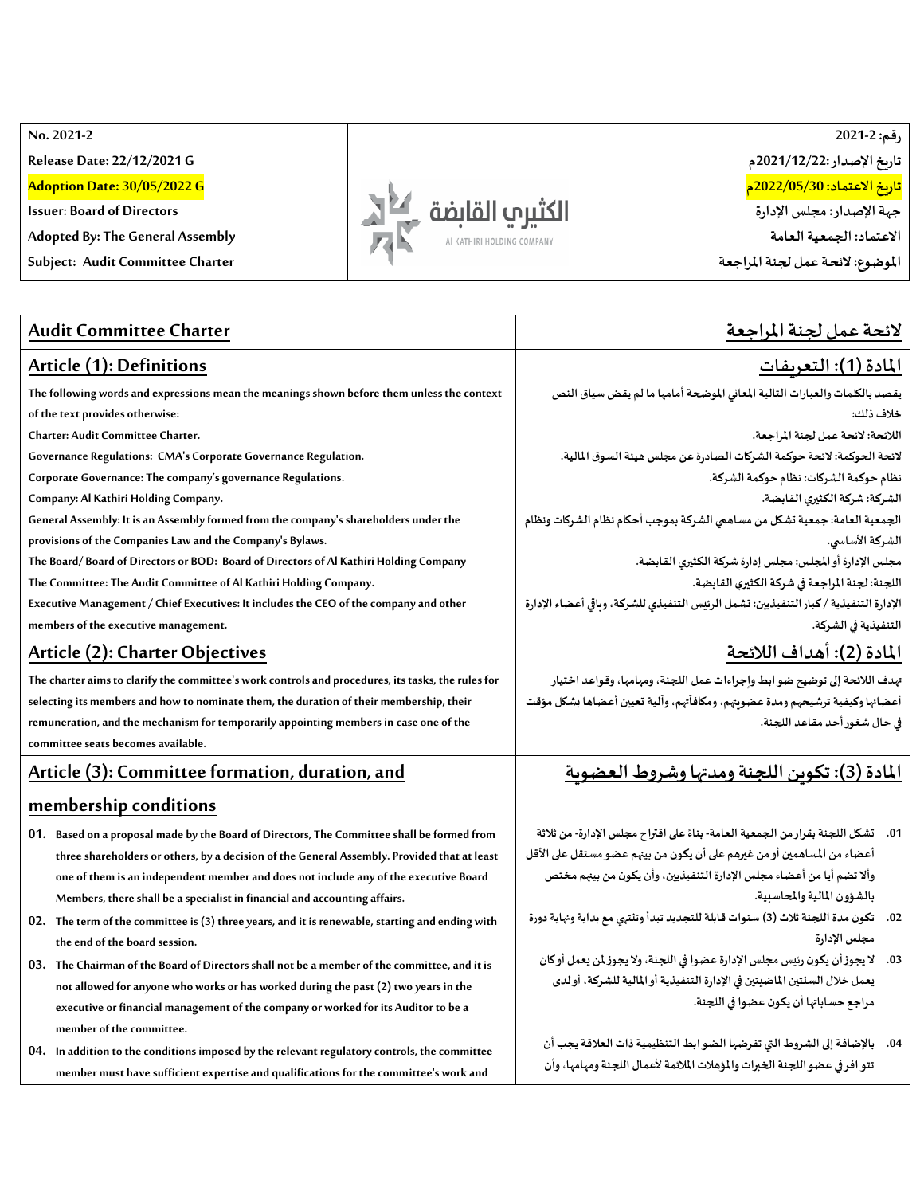| No. 2021-2 | | رقم: 2021-2 |
|---|---|---|
| Release Date: 22/12/2021 G | | تاريخ الإصدار :2021/12/22م |
| Adoption Date: 30/05/2022 G | الكثيري القابضة AL KATHIRI HOLDING COMPANY | تاريخ الاعتماد: 2022/05/30م |
| Issuer: Board of Directors | | جهة الإصدار: مجلس الإدارة |
| Adopted By: The General Assembly | | الاعتماد: الجمعية العامة |
| Subject: Audit Committee Charter | | الموضوع: لائحة عمل لجنة المراجعة |

| Audit Committee Charter | لائحة عمل لجنة المراجعة |
|---|---|
| **Article (1): Definitions** | **المادة (1): التعريفات** |
| The following words and expressions mean the meanings shown before them unless the context of the text provides otherwise: | يقصد بالكلمات والعبارات التالية المعاني الموضحة أمامها ما لم يقض سياق النص خلاف ذلك: |
| Charter: Audit Committee Charter. | اللائحة: لائحة عمل لجنة المراجعة. |
| Governance Regulations: CMA's Corporate Governance Regulation. | لائحة الحوكمة: لائحة حوكمة الشركات الصادرة عن مجلس هيئة السوق المالية. |
| Corporate Governance: The company's governance Regulations. | نظام حوكمة الشركات: نظام حوكمة الشركة. |
| Company: Al Kathiri Holding Company. | الشركة: شركة الكثيري القابضة. |
| General Assembly: It is an Assembly formed from the company's shareholders under the provisions of the Companies Law and the Company's Bylaws. | الجمعية العامة: جمعية تشكل من مساهمي الشركة بموجب أحكام نظام الشركات ونظام الشركة الأساسي. |
| The Board/ Board of Directors or BOD: Board of Directors of Al Kathiri Holding Company | مجلس الإدارة أو المجلس: مجلس إدارة شركة الكثيري القابضة. |
| The Committee: The Audit Committee of Al Kathiri Holding Company. | اللجنة: لجنة المراجعة في شركة الكثيري القابضة. |
| Executive Management / Chief Executives: It includes the CEO of the company and other members of the executive management. | الإدارة التنفيذية / كبار التنفيذيين: تشمل الرئيس التنفيذي للشركة، وباقي أعضاء الإدارة التنفيذية في الشركة. |
| **Article (2): Charter Objectives** | **المادة (2): أهداف اللائحة** |
| The charter aims to clarify the committee's work controls and procedures, its tasks, the rules for selecting its members and how to nominate them, the duration of their membership, their remuneration, and the mechanism for temporarily appointing members in case one of the committee seats becomes available. | تهدف اللائحة إلى توضيح ضوابط وإجراءات عمل اللجنة، ومهامها، وقواعد اختيار أعضائها وكيفية ترشيحهم ومدة عضويتهم، ومكافآتهم، وآلية تعيين أعضائها بشكل مؤقت في حال شغور أحد مقاعد اللجنة. |
| **Article (3): Committee formation, duration, and membership conditions** | **المادة (3): تكوين اللجنة ومدتها وشروط العضوية** |
| 01. Based on a proposal made by the Board of Directors, The Committee shall be formed from three shareholders or others, by a decision of the General Assembly. Provided that at least one of them is an independent member and does not include any of the executive Board Members, there shall be a specialist in financial and accounting affairs. | .01 تشكل اللجنة بقرار من الجمعية العامة- بناءً على اقتراح مجلس الإدارة- من ثلاثة أعضاء من المساهمين أو من غيرهم على أن يكون من بينهم عضو مستقل على الأقل وألا تضم أيا من أعضاء مجلس الإدارة التنفيذيين، وأن يكون من بينهم مختص بالشؤون المالية والمحاسبية. |
| 02. The term of the committee is (3) three years, and it is renewable, starting and ending with the end of the board session. | .02 تكون مدة اللجنة ثلاث (3) سنوات قابلة للتجديد تبدأ وتنتهي مع بداية ونهاية دورة مجلس الإدارة |
| 03. The Chairman of the Board of Directors shall not be a member of the committee, and it is not allowed for anyone who works or has worked during the past (2) two years in the executive or financial management of the company or worked for its Auditor to be a member of the committee. | .03 لا يجوز أن يكون رئيس مجلس الإدارة عضوا في اللجنة، ولا يجوز لمن يعمل أو كان يعمل خلال السنتين الماضيتين في الإدارة التنفيذية أو المالية للشركة، أو لدى مراجع حساباتها أن يكون عضوا في اللجنة. |
| 04. In addition to the conditions imposed by the relevant regulatory controls, the committee member must have sufficient expertise and qualifications for the committee's work and | .04 بالإضافة إلى الشروط التي تفرضها الضوابط التنظيمية ذات العلاقة يجب أن تتوافر في عضو اللجنة الخبرات والمؤهلات الملائمة لأعمال اللجنة ومهامها، وأن |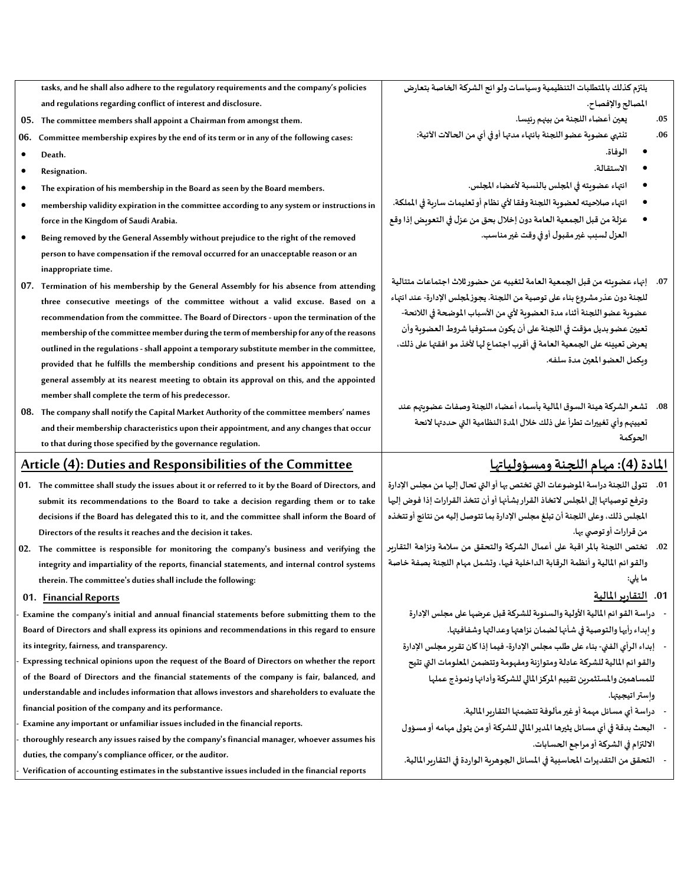tasks, and he shall also adhere to the regulatory requirements and the company's policies and regulations regarding conflict of interest and disclosure.

يلتزم كذلك بالمتطلبات التنظيمية وسياسات ولوائح الشركة الخاصة بتعارض المصالح والإفصاح.

05. The committee members shall appoint a Chairman from amongst them.

.05 يعين أعضاء اللجنة من بينهم رئيسا.

06. Committee membership expires by the end of its term or in any of the following cases:

- Death.
- Resignation.
- The expiration of his membership in the Board as seen by the Board members.
- membership validity expiration in the committee according to any system or instructions in force in the Kingdom of Saudi Arabia.
- Being removed by the General Assembly without prejudice to the right of the removed person to have compensation if the removal occurred for an unacceptable reason or an inappropriate time.

.06 تنتهي عضوية عضو اللجنة بانتهاء مدتها أو في أي من الحالات الآتية:

- الوفاة.
- الاستقالة.
- انتهاء عضويته في المجلس بالنسبة لأعضاء المجلس.
- انتهاء صلاحيته لعضوية اللجنة وفقا لأي نظام أو تعليمات سارية في المملكة.
- عزلة من قبل الجمعية العامة دون إخلال بحق من عزل في التعويض إذا وقع العزل لسبب غير مقبول أو في وقت غير مناسب.

07. Termination of his membership by the General Assembly for his absence from attending three consecutive meetings of the committee without a valid excuse. Based on a recommendation from the committee. The Board of Directors - upon the termination of the membership of the committee member during the term of membership for any of the reasons outlined in the regulations - shall appoint a temporary substitute member in the committee, provided that he fulfills the membership conditions and present his appointment to the general assembly at its nearest meeting to obtain its approval on this, and the appointed member shall complete the term of his predecessor.

.07 إنهاء عضويته من قبل الجمعية العامة لتغيبه عن حضور ثلاث اجتماعات متتالية للجنة دون عذر مشروع بناء على توصية من اللجنة. يجوز لمجلس الإدارة- عند انتهاء عضوية عضو اللجنة أثناء مدة العضوية لأي من الأسباب الموضحة في اللائحة- تعيين عضو بديل مؤقت في اللجنة على أن يكون مستوفيا شروط العضوية وأن يعرض تعيينه على الجمعية العامة في أقرب اجتماع لها لأخذ موافقتها على ذلك، ويكمل العضو المعين مدة سلفه.

08. The company shall notify the Capital Market Authority of the committee members' names and their membership characteristics upon their appointment, and any changes that occur to that during those specified by the governance regulation.

.08 تشعر الشركة هيئة السوق المالية بأسماء أعضاء اللجنة وصفات عضويتهم عند تعيينهم وأي تغييرات تطرأ على ذلك خلال المدة النظامية التي حددتها لائحة الحوكمة

## Article (4): Duties and Responsibilities of the Committee

## المادة (4): مهام اللجنة ومسؤولياتها

01. The committee shall study the issues about it or referred to it by the Board of Directors, and submit its recommendations to the Board to take a decision regarding them or to take decisions if the Board has delegated this to it, and the committee shall inform the Board of Directors of the results it reaches and the decision it takes.

.01 تتولى اللجنة دراسة الموضوعات التي تختص بها أو التي تحال إليها من مجلس الإدارة وترفع توصياتها إلى المجلس لاتخاذ القرار بشأنها أو أن تتخذ القرارات إذا فوض إليها المجلس ذلك، وعلى اللجنة أن تبلغ مجلس الإدارة بما تتوصل إليه من نتائج أو تتخذه من قرارات أو توصي بها.

02. The committee is responsible for monitoring the company's business and verifying the integrity and impartiality of the reports, financial statements, and internal control systems therein. The committee's duties shall include the following:

.02 تختص اللجنة بالمراقبة على أعمال الشركة والتحقق من سلامة ونزاهة التقارير والقوائم المالية وأنظمة الرقابة الداخلية فيها، وتشمل مهام اللجنة بصفة خاصة ما يلي:

### 01. Financial Reports

- Examine the company's initial and annual financial statements before submitting them to the Board of Directors and shall express its opinions and recommendations in this regard to ensure its integrity, fairness, and transparency.
- Expressing technical opinions upon the request of the Board of Directors on whether the report of the Board of Directors and the financial statements of the company is fair, balanced, and understandable and includes information that allows investors and shareholders to evaluate the financial position of the company and its performance.
- Examine any important or unfamiliar issues included in the financial reports.
- thoroughly research any issues raised by the company's financial manager, whoever assumes his duties, the company's compliance officer, or the auditor.
- Verification of accounting estimates in the substantive issues included in the financial reports

### .01 التقارير المالية

- دراسة القوائم المالية الأولية والسنوية للشركة قبل عرضها على مجلس الإدارة وإبداء رأيها والتوصية في شأنها لضمان نزاهتها وعدالتها وشفافيتها.
- إبداء الرأي الفني- بناء على طلب مجلس الإدارة- فيما إذا كان تقرير مجلس الإدارة والقوائم المالية للشركة عادلة ومتوازنة ومفهومة وتتضمن المعلومات التي تتيح للمساهمين والمستثمرين تقييم المركز المالي للشركة وأدائها ونموذج عملها وإستراتيجيتها.
- دراسة أي مسائل مهمة أو غير مألوفة تتضمنها التقارير المالية.
- البحث بدقة في أي مسائل يثيرها المدير المالي للشركة أو من يتولى مهامه أو مسؤول الالتزام في الشركة أو مراجع الحسابات.
- التحقق من التقديرات المحاسبية في المسائل الجوهرية الواردة في التقارير المالية.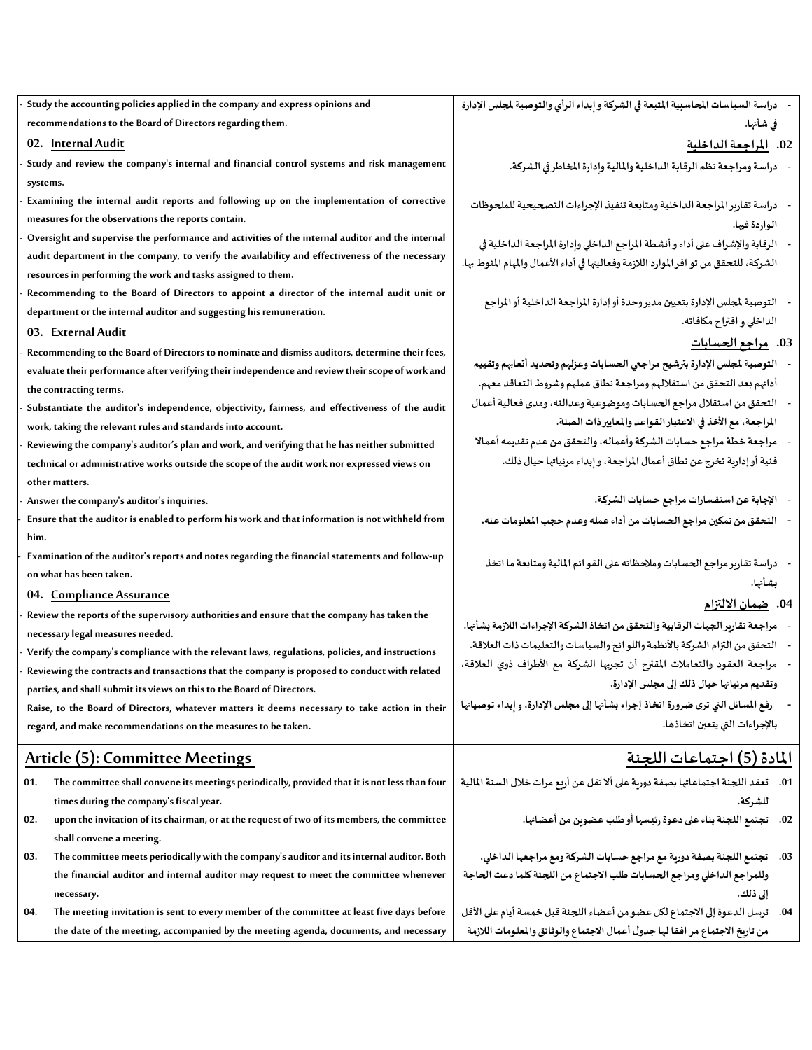| | |
|---|---|
| - Study the accounting policies applied in the company and express opinions and recommendations to the Board of Directors regarding them. | - دراسة السياسات المحاسبية المتبعة في الشركة و إبداء الرأي والتوصية لمجلس الإدارة في شأنها. |
| **02. Internal Audit** | **02. المراجعة الداخلية** |
| - Study and review the company's internal and financial control systems and risk management systems. | - دراسة ومراجعة نظم الرقابة الداخلية والمالية وإدارة المخاطر في الشركة. |
| - Examining the internal audit reports and following up on the implementation of corrective measures for the observations the reports contain. | - دراسة تقارير المراجعة الداخلية ومتابعة تنفيذ الإجراءات التصحيحية للملحوظات الواردة فيها. |
| - Oversight and supervise the performance and activities of the internal auditor and the internal audit department in the company, to verify the availability and effectiveness of the necessary resources in performing the work and tasks assigned to them. | - الرقابة والإشراف على أداء و أنشطة المراجع الداخلي وإدارة المراجعة الداخلية في الشركة، للتحقق من توافر الموارد اللازمة وفعاليتها في أداء الأعمال والمهام المنوط بها. |
| - Recommending to the Board of Directors to appoint a director of the internal audit unit or department or the internal auditor and suggesting his remuneration. | - التوصية لمجلس الإدارة بتعيين مدير وحدة أو إدارة المراجعة الداخلية أو المراجع الداخلي و اقتراح مكافأته. |
| **03. External Audit** | **03. مراجع الحسابات** |
| - Recommending to the Board of Directors to nominate and dismiss auditors, determine their fees, evaluate their performance after verifying their independence and review their scope of work and the contracting terms. | - التوصية لمجلس الإدارة بترشيح مراجعي الحسابات وعزلهم وتحديد أتعابهم وتقييم أدائهم بعد التحقق من استقلالهم ومراجعة نطاق عملهم وشروط التعاقد معهم. |
| - Substantiate the auditor's independence, objectivity, fairness, and effectiveness of the audit work, taking the relevant rules and standards into account. | - التحقق من استقلال مراجع الحسابات وموضوعية وعدالته، ومدى فعالية أعمال المراجعة، مع الأخذ في الاعتبار القواعد والمعايير ذات الصلة. |
| - Reviewing the company's auditor's plan and work, and verifying that he has neither submitted technical or administrative works outside the scope of the audit work nor expressed views on other matters. | - مراجعة خطة مراجع حسابات الشركة وأعماله، والتحقق من عدم تقديمه أعمالا فنية أو إدارية تخرج عن نطاق أعمال المراجعة، و إبداء مرئياتها حيال ذلك. |
| - Answer the company's auditor's inquiries. | - الإجابة عن استفسارات مراجع حسابات الشركة. |
| - Ensure that the auditor is enabled to perform his work and that information is not withheld from him. | - التحقق من تمكين مراجع الحسابات من أداء عمله وعدم حجب المعلومات عنه. |
| - Examination of the auditor's reports and notes regarding the financial statements and follow-up on what has been taken. | - دراسة تقارير مراجع الحسابات وملاحظاته على القوائم المالية ومتابعة ما اتخذ بشأنها. |
| **04. Compliance Assurance** | **04. ضمان الالتزام** |
| - Review the reports of the supervisory authorities and ensure that the company has taken the necessary legal measures needed. | - مراجعة تقارير الجهات الرقابية والتحقق من اتخاذ الشركة الإجراءات اللازمة بشأنها. |
| - Verify the company's compliance with the relevant laws, regulations, policies, and instructions | - التحقق من التزام الشركة بالأنظمة واللوائح والسياسات والتعليمات ذات العلاقة. |
| - Reviewing the contracts and transactions that the company is proposed to conduct with related parties, and shall submit its views on this to the Board of Directors. | - مراجعة العقود والتعاملات المقترح أن تجريها الشركة مع الأطراف ذوي العلاقة، وتقديم مرئياتها حيال ذلك إلى مجلس الإدارة. |
| Raise, to the Board of Directors, whatever matters it deems necessary to take action in their regard, and make recommendations on the measures to be taken. | - رفع المسائل التي ترى ضرورة اتخاذ إجراء بشأنها إلى مجلس الإدارة، و إبداء توصياتها بالإجراءات التي يتعين اتخاذها. |
| **Article (5): Committee Meetings** | **المادة (5) اجتماعات اللجنة** |
| 01. The committee shall convene its meetings periodically, provided that it is not less than four times during the company's fiscal year. | 01. تعقد اللجنة اجتماعاتها بصفة دورية على ألا تقل عن أربع مرات خلال السنة المالية للشركة. |
| 02. upon the invitation of its chairman, or at the request of two of its members, the committee shall convene a meeting. | 02. تجتمع اللجنة بناء على دعوة رئيسها أو طلب عضوين من أعضائها. |
| 03. The committee meets periodically with the company's auditor and its internal auditor. Both the financial auditor and internal auditor may request to meet the committee whenever necessary. | 03. تجتمع اللجنة بصفة دورية مع مراجع حسابات الشركة ومع مراجعها الداخلي، وللمراجع الداخلي ومراجع الحسابات طلب الاجتماع من اللجنة كلما دعت الحاجة إلى ذلك. |
| 04. The meeting invitation is sent to every member of the committee at least five days before the date of the meeting, accompanied by the meeting agenda, documents, and necessary | 04. ترسل الدعوة إلى الاجتماع لكل عضو من أعضاء اللجنة قبل خمسة أيام على الأقل من تاريخ الاجتماع مرافقا لها جدول أعمال الاجتماع والوثائق والمعلومات اللازمة |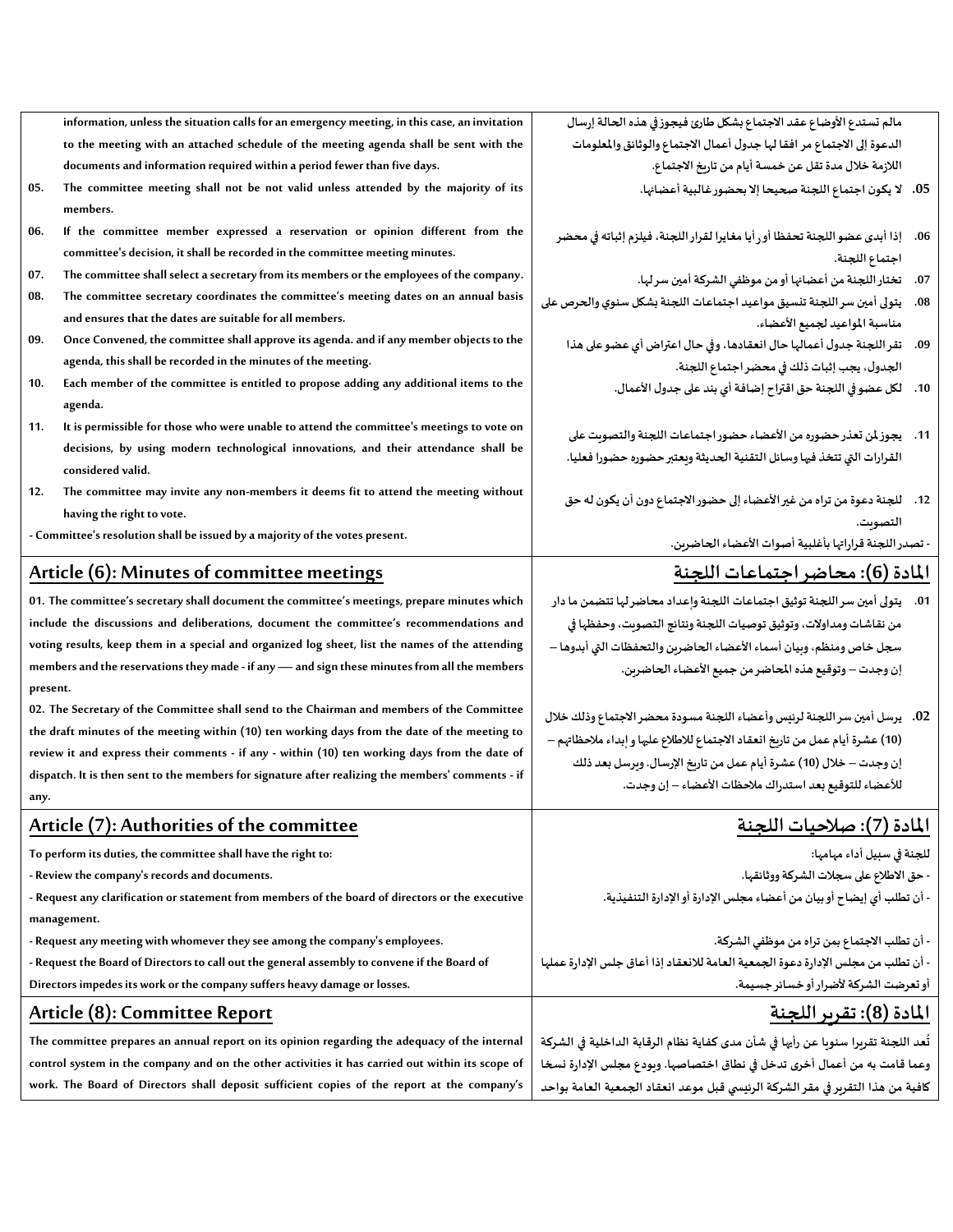| | |
|---|---|
| information, unless the situation calls for an emergency meeting, in this case, an invitation to the meeting with an attached schedule of the meeting agenda shall be sent with the documents and information required within a period fewer than five days. | مالم تستدع الأوضاع عقد الاجتماع بشكل طارئ فيجوز في هذه الحالة إرسال الدعوة إلى الاجتماع مر افقا لها جدول أعمال الاجتماع والوثائق والمعلومات اللازمة خلال مدة تقل عن خمسة أيام من تاريخ الاجتماع. |
| 05. The committee meeting shall not be not valid unless attended by the majority of its members. | .05 لا يكون اجتماع اللجنة صحيحا إلا بحضور غالبية أعضائها. |
| 06. If the committee member expressed a reservation or opinion different from the committee's decision, it shall be recorded in the committee meeting minutes. | .06 إذا أبدى عضو اللجنة تحفظا أو رأيا مغايرا لقرار اللجنة، فيلزم إثباته في محضر اجتماع اللجنة. |
| 07. The committee shall select a secretary from its members or the employees of the company. | .07 تختار اللجنة من أعضائها أو من موظفي الشركة أمين سر لها. |
| 08. The committee secretary coordinates the committee's meeting dates on an annual basis and ensures that the dates are suitable for all members. | .08 يتولى أمين سر اللجنة تنسيق مواعيد اجتماعات اللجنة بشكل سنوي والحرص على مناسبة المواعيد لجميع الأعضاء. |
| 09. Once Convened, the committee shall approve its agenda. and if any member objects to the agenda, this shall be recorded in the minutes of the meeting. | .09 تقر اللجنة جدول أعمالها حال انعقادها، وفي حال اعتراض أي عضو على هذا الجدول، يجب إثبات ذلك في محضر اجتماع اللجنة. |
| 10. Each member of the committee is entitled to propose adding any additional items to the agenda. | .10 لكل عضو في اللجنة حق اقتراح إضافة أي بند على جدول الأعمال. |
| 11. It is permissible for those who were unable to attend the committee's meetings to vote on decisions, by using modern technological innovations, and their attendance shall be considered valid. | .11 يجوز لمن تعذر حضوره من الأعضاء حضور اجتماعات اللجنة والتصويت على القرارات التي تتخذ فيها وسائل التقنية الحديثة ويعتبر حضوره حضورا فعليا. |
| 12. The committee may invite any non-members it deems fit to attend the meeting without having the right to vote. | .12 للجنة دعوة من تراه من غير الأعضاء إلى حضور الاجتماع دون أن يكون له حق التصويت. |
| - Committee's resolution shall be issued by a majority of the votes present. | - تصدر اللجنة قراراتها بأغلبية أصوات الأعضاء الحاضرين. |
| **Article (6): Minutes of committee meetings** | **المادة (6): محاضر اجتماعات اللجنة** |
| 01. The committee's secretary shall document the committee's meetings, prepare minutes which include the discussions and deliberations, document the committee's recommendations and voting results, keep them in a special and organized log sheet, list the names of the attending members and the reservations they made - if any — and sign these minutes from all the members present. | .01 يتولى أمين سر اللجنة توثيق اجتماعات اللجنة وإعداد محاضر لها تتضمن ما دار من نقاشات ومداولات، وتوثيق توصيات اللجنة ونتائج التصويت، وحفظها في سجل خاص ومنظم، وبيان أسماء الأعضاء الحاضرين والتحفظات التي أبدوها – إن وجدت – وتوقيع هذه المحاضر من جميع الأعضاء الحاضرين. |
| 02. The Secretary of the Committee shall send to the Chairman and members of the Committee the draft minutes of the meeting within (10) ten working days from the date of the meeting to review it and express their comments - if any - within (10) ten working days from the date of dispatch. It is then sent to the members for signature after realizing the members' comments - if any. | .02 يرسل أمين سر اللجنة لرئيس وأعضاء اللجنة مسودة محضر الاجتماع وذلك خلال (10) عشرة أيام عمل من تاريخ انعقاد الاجتماع للاطلاع عليها و إبداء ملاحظاتهم – إن وجدت – خلال (10) عشرة أيام عمل من تاريخ الإرسال. ويرسل بعد ذلك للأعضاء للتوقيع بعد استدراك ملاحظات الأعضاء – إن وجدت. |
| **Article (7): Authorities of the committee** | **المادة (7): صلاحيات اللجنة** |
| To perform its duties, the committee shall have the right to:<br>- Review the company's records and documents.<br>- Request any clarification or statement from members of the board of directors or the executive management.<br>- Request any meeting with whomever they see among the company's employees.<br>- Request the Board of Directors to call out the general assembly to convene if the Board of Directors impedes its work or the company suffers heavy damage or losses. | للجنة في سبيل أداء مهامها:<br>- حق الاطلاع على سجلات الشركة ووثائقها.<br>- أن تطلب أي إيضاح أو بيان من أعضاء مجلس الإدارة أو الإدارة التنفيذية.<br>- أن تطلب الاجتماع بمن تراه من موظفي الشركة.<br>- أن تطلب من مجلس الإدارة دعوة الجمعية العامة للانعقاد إذا أعاق جلس الإدارة عملها أو تعرضت الشركة لأضرار أو خسائر جسيمة. |
| **Article (8): Committee Report** | **المادة (8): تقرير اللجنة** |
| The committee prepares an annual report on its opinion regarding the adequacy of the internal control system in the company and on the other activities it has carried out within its scope of work. The Board of Directors shall deposit sufficient copies of the report at the company's | تُعد اللجنة تقريرا سنويا عن رأيها في شأن مدى كفاية نظام الرقابة الداخلية في الشركة وعما قامت به من أعمال أخرى تدخل في نطاق اختصاصها. ويودع مجلس الإدارة نسخا كافية من هذا التقرير في مقر الشركة الرئيسي قبل موعد انعقاد الجمعية العامة بواحد |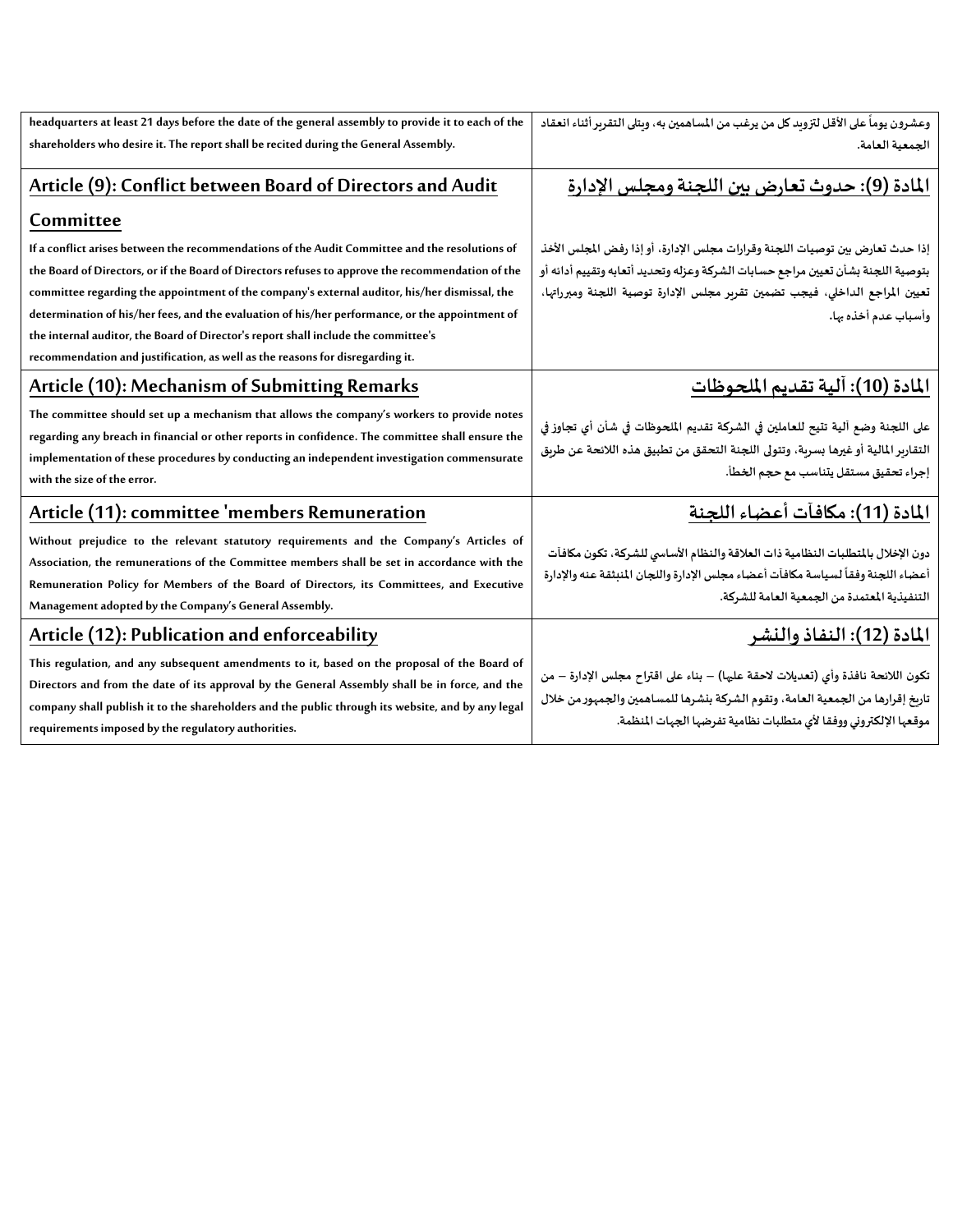| | |
|---|---|
| headquarters at least 21 days before the date of the general assembly to provide it to each of the shareholders who desire it. The report shall be recited during the General Assembly. | وعشرون يوماً على الأقل لتزويد كل من يرغب من المساهمين به، ويتلى التقرير أثناء انعقاد الجمعية العامة. |
| **Article (9): Conflict between Board of Directors and Audit Committee**<br>If a conflict arises between the recommendations of the Audit Committee and the resolutions of the Board of Directors, or if the Board of Directors refuses to approve the recommendation of the committee regarding the appointment of the company's external auditor, his/her dismissal, the determination of his/her fees, and the evaluation of his/her performance, or the appointment of the internal auditor, the Board of Director's report shall include the committee's recommendation and justification, as well as the reasons for disregarding it. | **المادة (9): حدوث تعارض بين اللجنة ومجلس الإدارة**<br>إذا حدث تعارض بين توصيات اللجنة وقرارات مجلس الإدارة، أو إذا رفض المجلس الأخذ بتوصية اللجنة بشأن تعيين مراجع حسابات الشركة وعزله وتحديد أتعابه وتقييم أدائه أو تعيين المراجع الداخلي، فيجب تضمين تقرير مجلس الإدارة توصية اللجنة ومبرراتها، وأسباب عدم أخذه بها. |
| **Article (10): Mechanism of Submitting Remarks**<br>The committee should set up a mechanism that allows the company's workers to provide notes regarding any breach in financial or other reports in confidence. The committee shall ensure the implementation of these procedures by conducting an independent investigation commensurate with the size of the error. | **المادة (10): آلية تقديم الملحوظات**<br>على اللجنة وضع آلية تتيح للعاملين في الشركة تقديم الملحوظات في شأن أي تجاوز في التقارير المالية أو غيرها بسرية، وتتولى اللجنة التحقق من تطبيق هذه اللائحة عن طريق إجراء تحقيق مستقل يتناسب مع حجم الخطأ. |
| **Article (11): committee 'members Remuneration**<br>Without prejudice to the relevant statutory requirements and the Company's Articles of Association, the remunerations of the Committee members shall be set in accordance with the Remuneration Policy for Members of the Board of Directors, its Committees, and Executive Management adopted by the Company's General Assembly. | **المادة (11): مكافآت أعضاء اللجنة**<br>دون الإخلال بالمتطلبات النظامية ذات العلاقة والنظام الأساسي للشركة، تكون مكافآت أعضاء اللجنة وفقاً لسياسة مكافآت أعضاء مجلس الإدارة واللجان المنبثقة عنه والإدارة التنفيذية المعتمدة من الجمعية العامة للشركة. |
| **Article (12): Publication and enforceability**<br>This regulation, and any subsequent amendments to it, based on the proposal of the Board of Directors and from the date of its approval by the General Assembly shall be in force, and the company shall publish it to the shareholders and the public through its website, and by any legal requirements imposed by the regulatory authorities. | **المادة (12): النفاذ والنشر**<br>تكون اللائحة نافذة وأي (تعديلات لاحقة عليها) – بناء على اقتراح مجلس الإدارة – من تاريخ إقرارها من الجمعية العامة، وتقوم الشركة بنشرها للمساهمين والجمهور من خلال موقعها الإلكتروني ووفقا لأي متطلبات نظامية تفرضها الجهات المنظمة. |